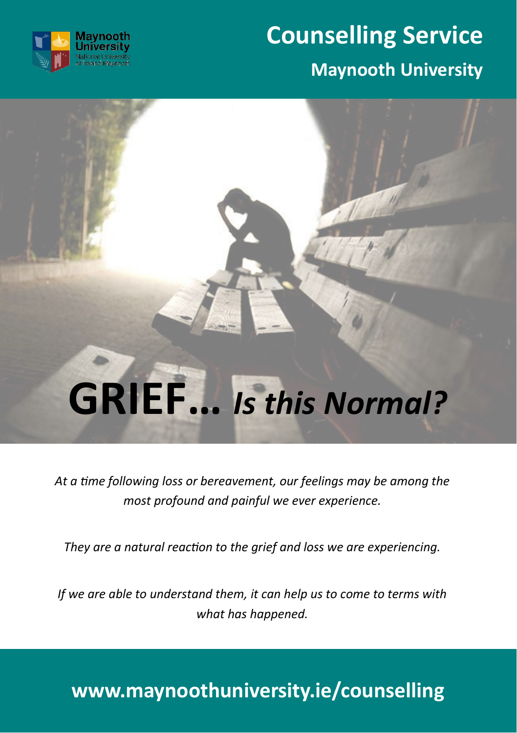# Counselling Service

## Maynooth University

# GRIEF... *Is this Normal?*

*At a time following loss or bereavement, our feelings may be among the most profound and painful we ever experience.*

*They are a natural reaction to the grief and loss we are experiencing.*

*If we are able to understand them, it can help us to come to terms with what has happened.*

**www.maynoothuniversity.ie/counselling**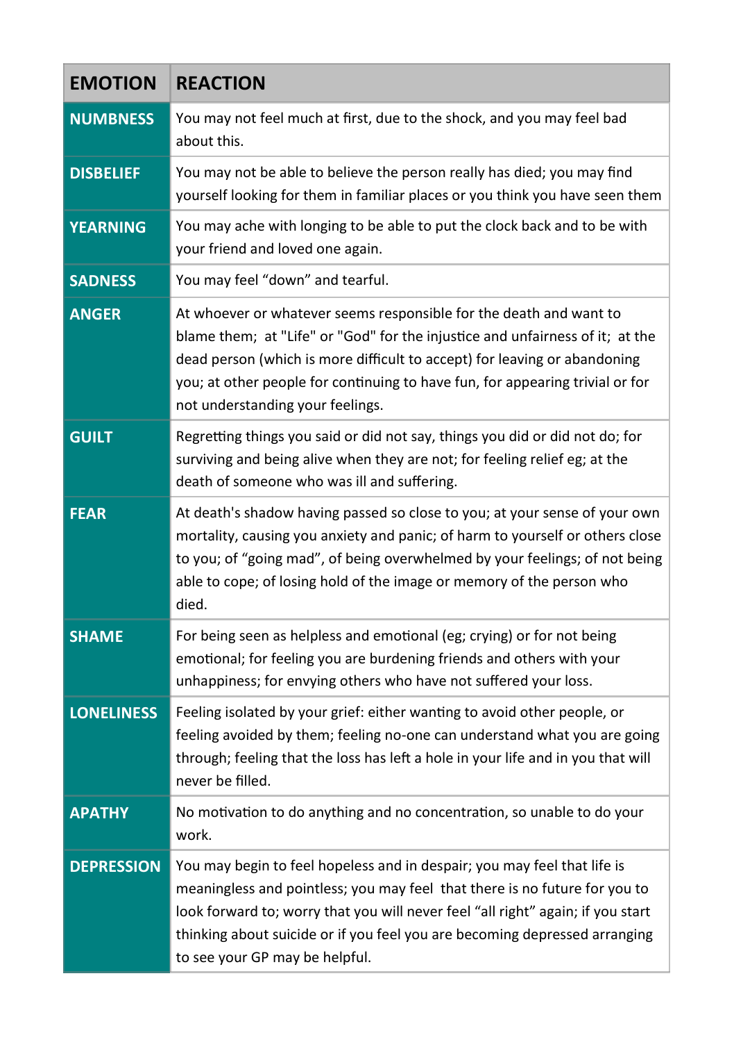| EMOTION | REACTION |
|---|---|
| **NUMBNESS** | You may not feel much at first, due to the shock, and you may feel bad about this. |
| **DISBELIEF** | You may not be able to believe the person really has died; you may find yourself looking for them in familiar places or you think you have seen them |
| **YEARNING** | You may ache with longing to be able to put the clock back and to be with your friend and loved one again. |
| **SADNESS** | You may feel “down” and tearful. |
| **ANGER** | At whoever or whatever seems responsible for the death and want to blame them; at "Life" or "God" for the injustice and unfairness of it; at the dead person (which is more difficult to accept) for leaving or abandoning you; at other people for continuing to have fun, for appearing trivial or for not understanding your feelings. |
| **GUILT** | Regretting things you said or did not say, things you did or did not do; for surviving and being alive when they are not; for feeling relief eg; at the death of someone who was ill and suffering. |
| **FEAR** | At death's shadow having passed so close to you; at your sense of your own mortality, causing you anxiety and panic; of harm to yourself or others close to you; of “going mad”, of being overwhelmed by your feelings; of not being able to cope; of losing hold of the image or memory of the person who died. |
| **SHAME** | For being seen as helpless and emotional (eg; crying) or for not being emotional; for feeling you are burdening friends and others with your unhappiness; for envying others who have not suffered your loss. |
| **LONELINESS** | Feeling isolated by your grief: either wanting to avoid other people, or feeling avoided by them; feeling no-one can understand what you are going through; feeling that the loss has left a hole in your life and in you that will never be filled. |
| **APATHY** | No motivation to do anything and no concentration, so unable to do your work. |
| **DEPRESSION** | You may begin to feel hopeless and in despair; you may feel that life is meaningless and pointless; you may feel that there is no future for you to look forward to; worry that you will never feel “all right” again; if you start thinking about suicide or if you feel you are becoming depressed arranging to see your GP may be helpful. |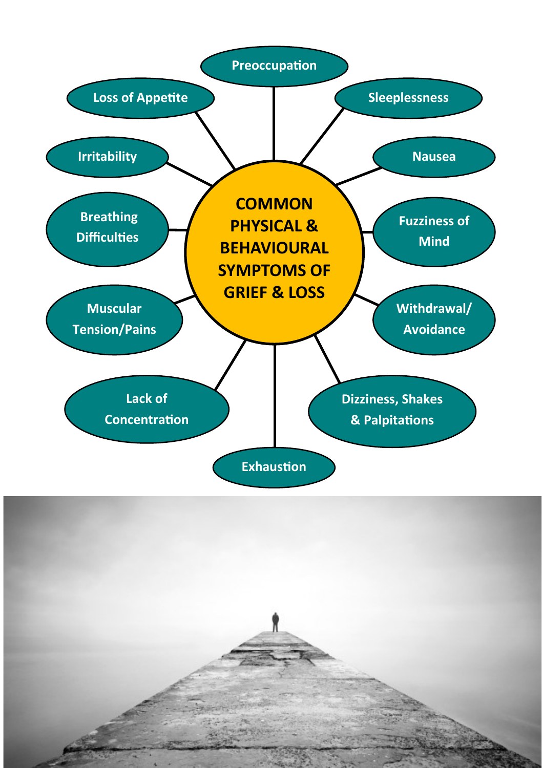# COMMON PHYSICAL & BEHAVIOURAL SYMPTOMS OF GRIEF & LOSS

- Preoccupation
- Sleeplessness
- Nausea
- Fuzziness of Mind
- Withdrawal/ Avoidance
- Dizziness, Shakes & Palpitations
- Exhaustion
- Lack of Concentration
- Muscular Tension/Pains
- Breathing Difficulties
- Irritability
- Loss of Appetite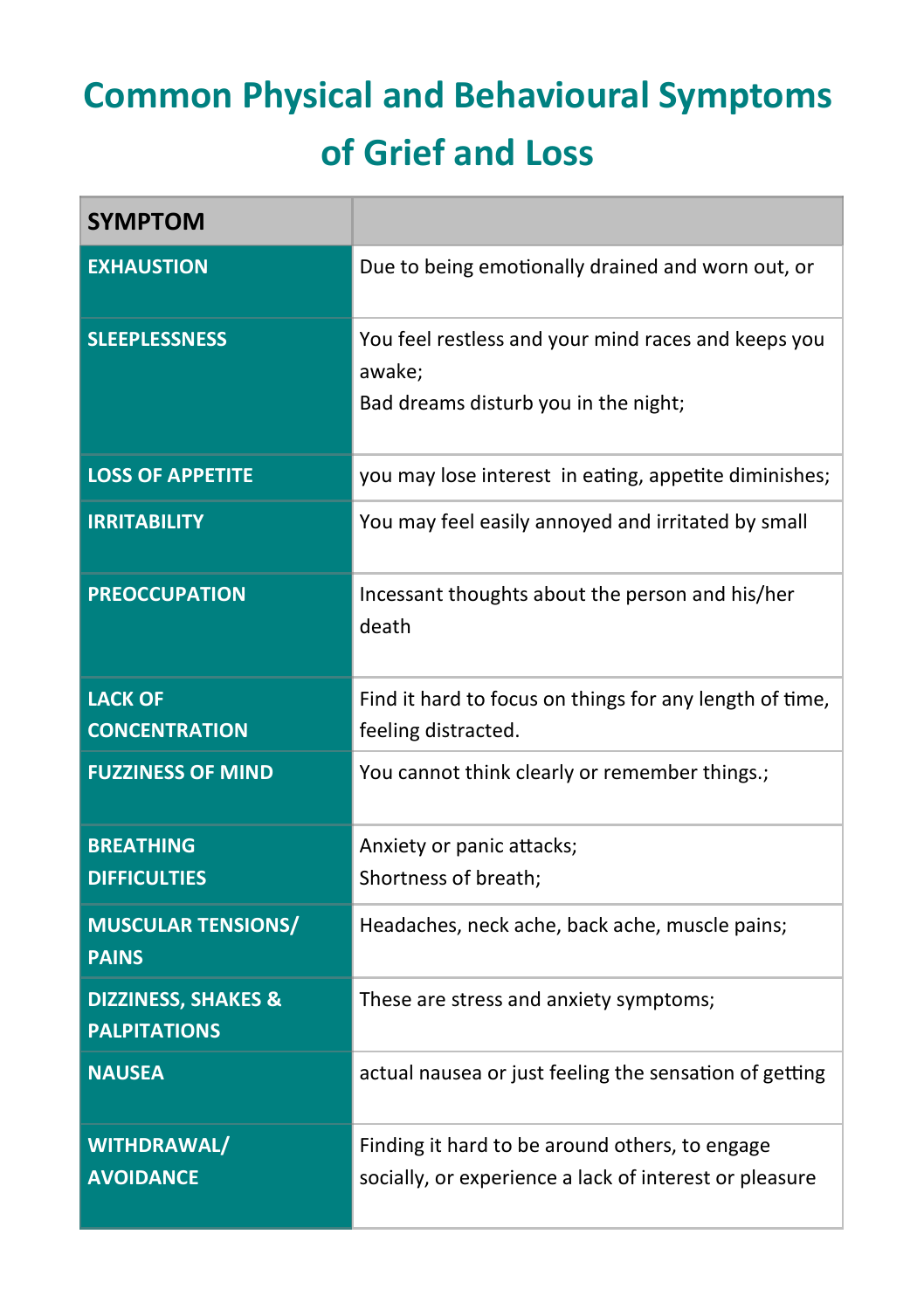# Common Physical and Behavioural Symptoms of Grief and Loss

| SYMPTOM | |
|---|---|
| EXHAUSTION | Due to being emotionally drained and worn out, or |
| SLEEPLESSNESS | You feel restless and your mind races and keeps you awake;<br>Bad dreams disturb you in the night; |
| LOSS OF APPETITE | you may lose interest in eating, appetite diminishes; |
| IRRITABILITY | You may feel easily annoyed and irritated by small |
| PREOCCUPATION | Incessant thoughts about the person and his/her death |
| LACK OF CONCENTRATION | Find it hard to focus on things for any length of time, feeling distracted. |
| FUZZINESS OF MIND | You cannot think clearly or remember things.; |
| BREATHING DIFFICULTIES | Anxiety or panic attacks;<br>Shortness of breath; |
| MUSCULAR TENSIONS/ PAINS | Headaches, neck ache, back ache, muscle pains; |
| DIZZINESS, SHAKES & PALPITATIONS | These are stress and anxiety symptoms; |
| NAUSEA | actual nausea or just feeling the sensation of getting |
| WITHDRAWAL/ AVOIDANCE | Finding it hard to be around others, to engage socially, or experience a lack of interest or pleasure |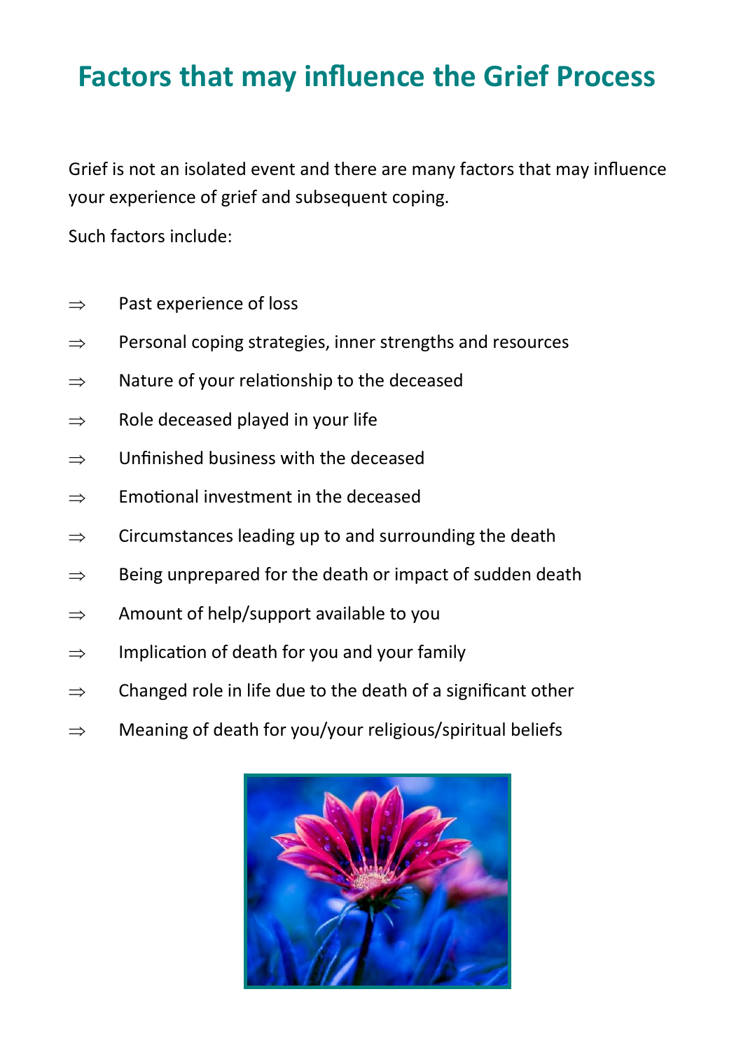# Factors that may influence the Grief Process

Grief is not an isolated event and there are many factors that may influence your experience of grief and subsequent coping.

Such factors include:

- ⇒ Past experience of loss
- ⇒ Personal coping strategies, inner strengths and resources
- ⇒ Nature of your relationship to the deceased
- ⇒ Role deceased played in your life
- ⇒ Unfinished business with the deceased
- ⇒ Emotional investment in the deceased
- ⇒ Circumstances leading up to and surrounding the death
- ⇒ Being unprepared for the death or impact of sudden death
- ⇒ Amount of help/support available to you
- ⇒ Implication of death for you and your family
- ⇒ Changed role in life due to the death of a significant other
- ⇒ Meaning of death for you/your religious/spiritual beliefs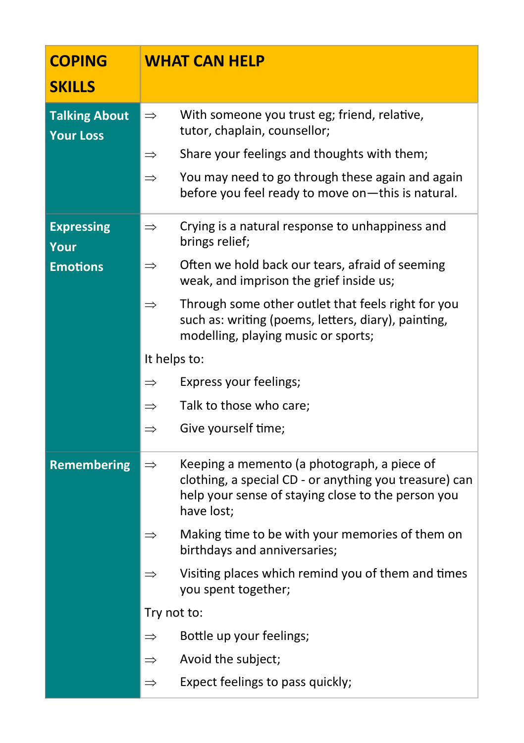| COPING SKILLS | WHAT CAN HELP |
| --- | --- |
| **Talking About Your Loss** | ⇒ With someone you trust eg; friend, relative, tutor, chaplain, counsellor;<br>⇒ Share your feelings and thoughts with them;<br>⇒ You may need to go through these again and again before you feel ready to move on—this is natural. |
| **Expressing Your Emotions** | ⇒ Crying is a natural response to unhappiness and brings relief;<br>⇒ Often we hold back our tears, afraid of seeming weak, and imprison the grief inside us;<br>⇒ Through some other outlet that feels right for you such as: writing (poems, letters, diary), painting, modelling, playing music or sports;<br>It helps to:<br>⇒ Express your feelings;<br>⇒ Talk to those who care;<br>⇒ Give yourself time; |
| **Remembering** | ⇒ Keeping a memento (a photograph, a piece of clothing, a special CD - or anything you treasure) can help your sense of staying close to the person you have lost;<br>⇒ Making time to be with your memories of them on birthdays and anniversaries;<br>⇒ Visiting places which remind you of them and times you spent together;<br>Try not to:<br>⇒ Bottle up your feelings;<br>⇒ Avoid the subject;<br>⇒ Expect feelings to pass quickly; |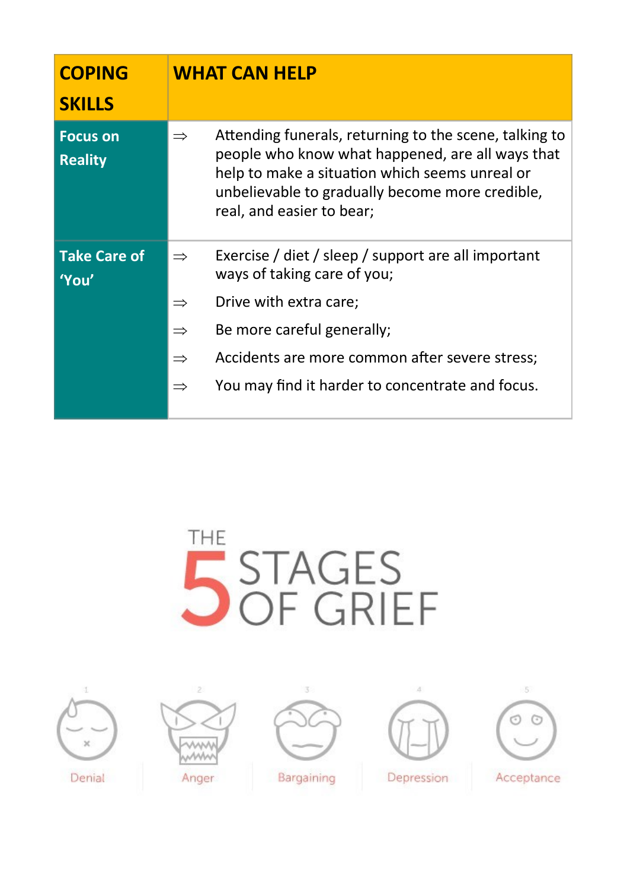| COPING SKILLS | WHAT CAN HELP |
|---|---|
| **Focus on Reality** | ⇒ Attending funerals, returning to the scene, talking to people who know what happened, are all ways that help to make a situation which seems unreal or unbelievable to gradually become more credible, real, and easier to bear; |
| **Take Care of 'You'** | ⇒ Exercise / diet / sleep / support are all important ways of taking care of you;<br>⇒ Drive with extra care;<br>⇒ Be more careful generally;<br>⇒ Accidents are more common after severe stress;<br>⇒ You may find it harder to concentrate and focus. |

# THE 5 STAGES OF GRIEF

1. Denial
2. Anger
3. Bargaining
4. Depression
5. Acceptance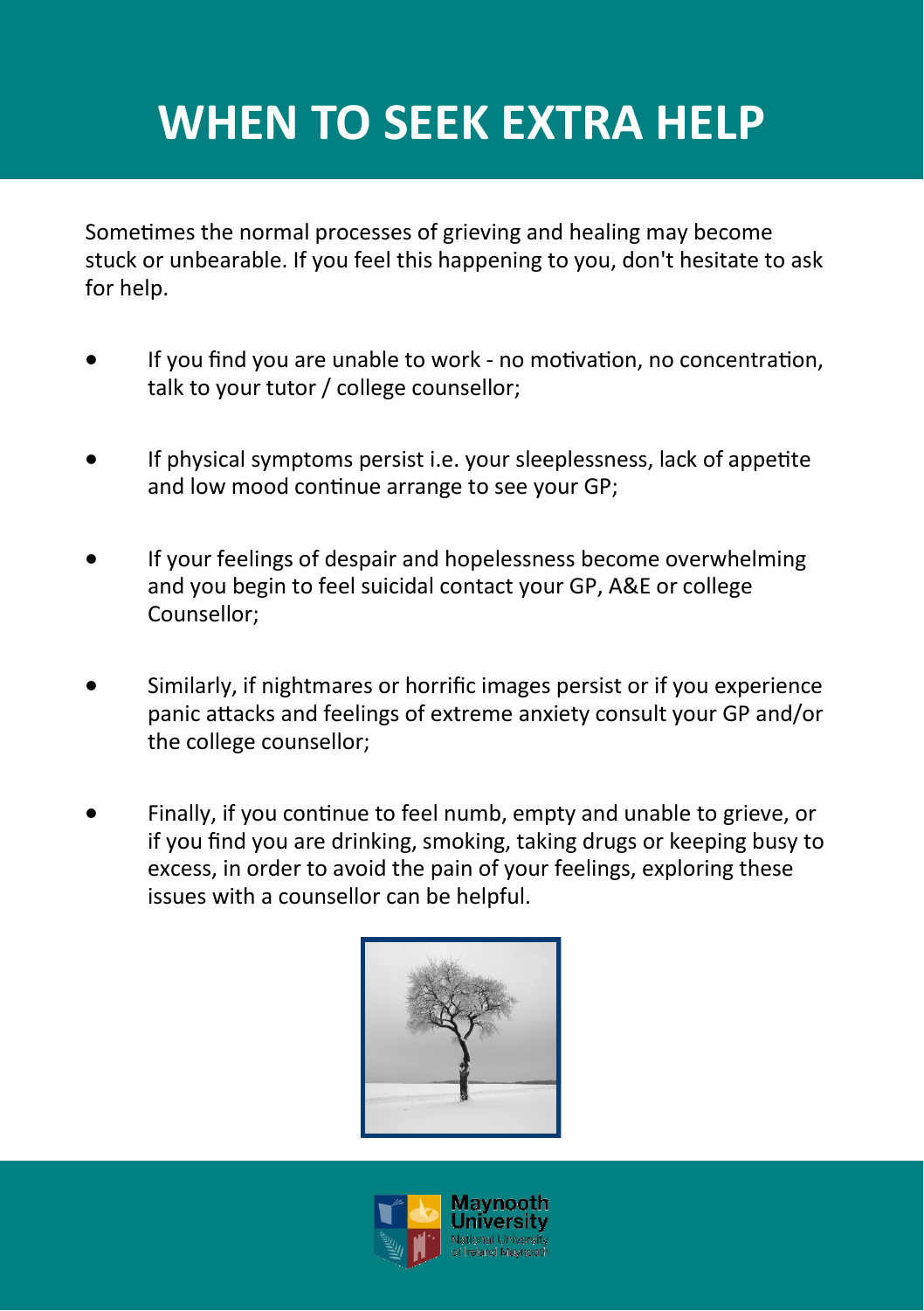# WHEN TO SEEK EXTRA HELP

Sometimes the normal processes of grieving and healing may become stuck or unbearable. If you feel this happening to you, don't hesitate to ask for help.

- If you find you are unable to work - no motivation, no concentration, talk to your tutor / college counsellor;
- If physical symptoms persist i.e. your sleeplessness, lack of appetite and low mood continue arrange to see your GP;
- If your feelings of despair and hopelessness become overwhelming and you begin to feel suicidal contact your GP, A&E or college Counsellor;
- Similarly, if nightmares or horrific images persist or if you experience panic attacks and feelings of extreme anxiety consult your GP and/or the college counsellor;
- Finally, if you continue to feel numb, empty and unable to grieve, or if you find you are drinking, smoking, taking drugs or keeping busy to excess, in order to avoid the pain of your feelings, exploring these issues with a counsellor can be helpful.

Maynooth University
National University of Ireland Maynooth